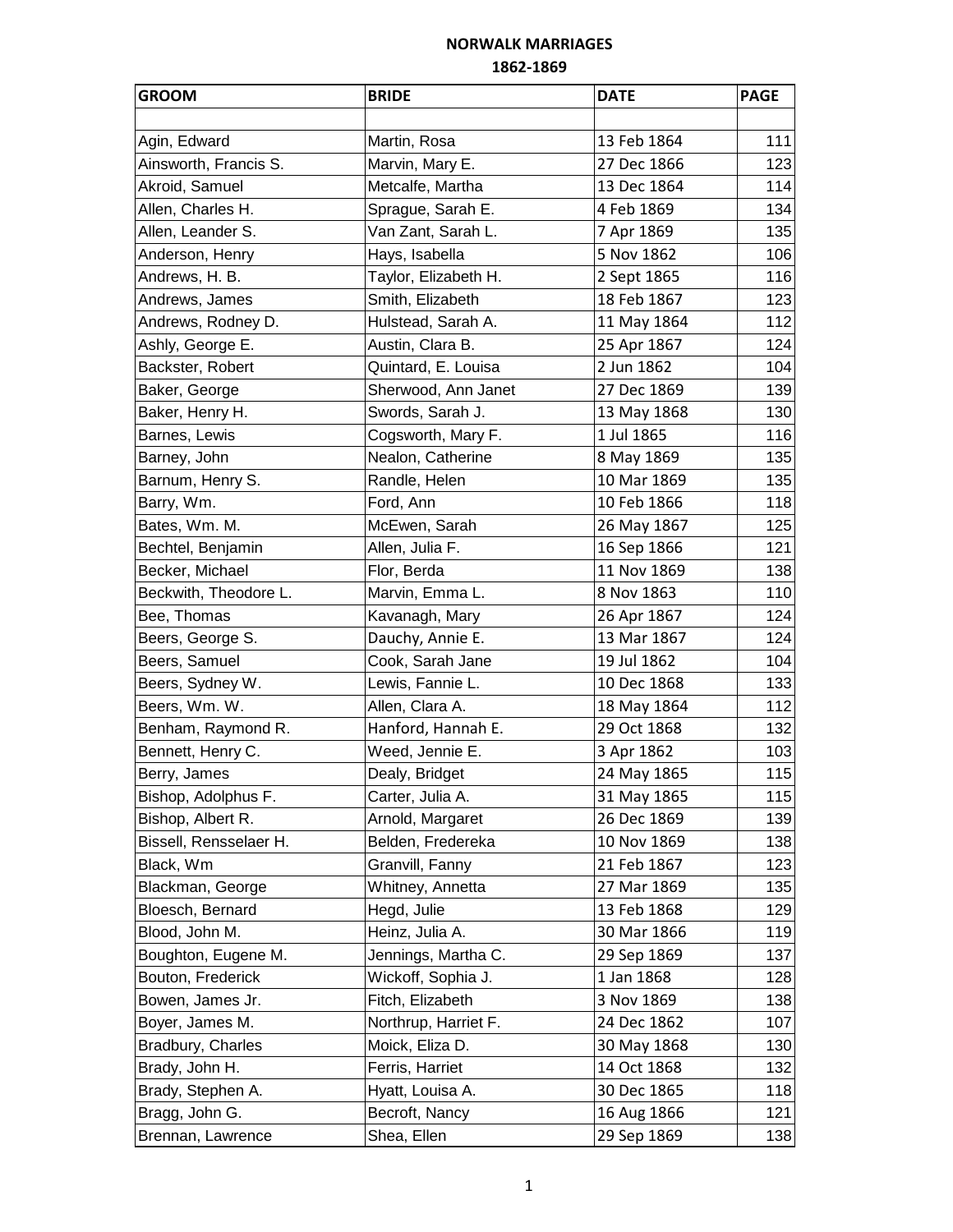# NORWALK MARRIAGES

## 1862-1869

| GROOM | BRIDE | DATE | PAGE |
|---|---|---|---|
| | | | |
| Agin, Edward | Martin, Rosa | 13 Feb 1864 | 111 |
| Ainsworth, Francis S. | Marvin, Mary E. | 27 Dec 1866 | 123 |
| Akroid, Samuel | Metcalfe, Martha | 13 Dec 1864 | 114 |
| Allen, Charles H. | Sprague, Sarah E. | 4 Feb 1869 | 134 |
| Allen, Leander S. | Van Zant, Sarah L. | 7 Apr 1869 | 135 |
| Anderson, Henry | Hays, Isabella | 5 Nov 1862 | 106 |
| Andrews, H. B. | Taylor, Elizabeth H. | 2 Sept 1865 | 116 |
| Andrews, James | Smith, Elizabeth | 18 Feb 1867 | 123 |
| Andrews, Rodney D. | Hulstead, Sarah A. | 11 May 1864 | 112 |
| Ashly, George E. | Austin, Clara B. | 25 Apr 1867 | 124 |
| Backster, Robert | Quintard, E. Louisa | 2 Jun 1862 | 104 |
| Baker, George | Sherwood, Ann Janet | 27 Dec 1869 | 139 |
| Baker, Henry H. | Swords, Sarah J. | 13 May 1868 | 130 |
| Barnes, Lewis | Cogsworth, Mary F. | 1 Jul 1865 | 116 |
| Barney, John | Nealon, Catherine | 8 May 1869 | 135 |
| Barnum, Henry S. | Randle, Helen | 10 Mar 1869 | 135 |
| Barry, Wm. | Ford, Ann | 10 Feb 1866 | 118 |
| Bates, Wm. M. | McEwen, Sarah | 26 May 1867 | 125 |
| Bechtel, Benjamin | Allen, Julia F. | 16 Sep 1866 | 121 |
| Becker, Michael | Flor, Berda | 11 Nov 1869 | 138 |
| Beckwith, Theodore L. | Marvin, Emma L. | 8 Nov 1863 | 110 |
| Bee, Thomas | Kavanagh, Mary | 26 Apr 1867 | 124 |
| Beers, George S. | Dauchy, Annie E. | 13 Mar 1867 | 124 |
| Beers, Samuel | Cook, Sarah Jane | 19 Jul 1862 | 104 |
| Beers, Sydney W. | Lewis, Fannie L. | 10 Dec 1868 | 133 |
| Beers, Wm. W. | Allen, Clara A. | 18 May 1864 | 112 |
| Benham, Raymond R. | Hanford, Hannah E. | 29 Oct 1868 | 132 |
| Bennett, Henry C. | Weed, Jennie E. | 3 Apr 1862 | 103 |
| Berry, James | Dealy, Bridget | 24 May 1865 | 115 |
| Bishop, Adolphus F. | Carter, Julia A. | 31 May 1865 | 115 |
| Bishop, Albert R. | Arnold, Margaret | 26 Dec 1869 | 139 |
| Bissell, Rensselaer H. | Belden, Fredereka | 10 Nov 1869 | 138 |
| Black, Wm | Granvill, Fanny | 21 Feb 1867 | 123 |
| Blackman, George | Whitney, Annetta | 27 Mar 1869 | 135 |
| Bloesch, Bernard | Hegd, Julie | 13 Feb 1868 | 129 |
| Blood, John M. | Heinz, Julia A. | 30 Mar 1866 | 119 |
| Boughton, Eugene M. | Jennings, Martha C. | 29 Sep 1869 | 137 |
| Bouton, Frederick | Wickoff, Sophia J. | 1 Jan 1868 | 128 |
| Bowen, James Jr. | Fitch, Elizabeth | 3 Nov 1869 | 138 |
| Boyer, James M. | Northrup, Harriet F. | 24 Dec 1862 | 107 |
| Bradbury, Charles | Moick, Eliza D. | 30 May 1868 | 130 |
| Brady, John H. | Ferris, Harriet | 14 Oct 1868 | 132 |
| Brady, Stephen A. | Hyatt, Louisa A. | 30 Dec 1865 | 118 |
| Bragg, John G. | Becroft, Nancy | 16 Aug 1866 | 121 |
| Brennan, Lawrence | Shea, Ellen | 29 Sep 1869 | 138 |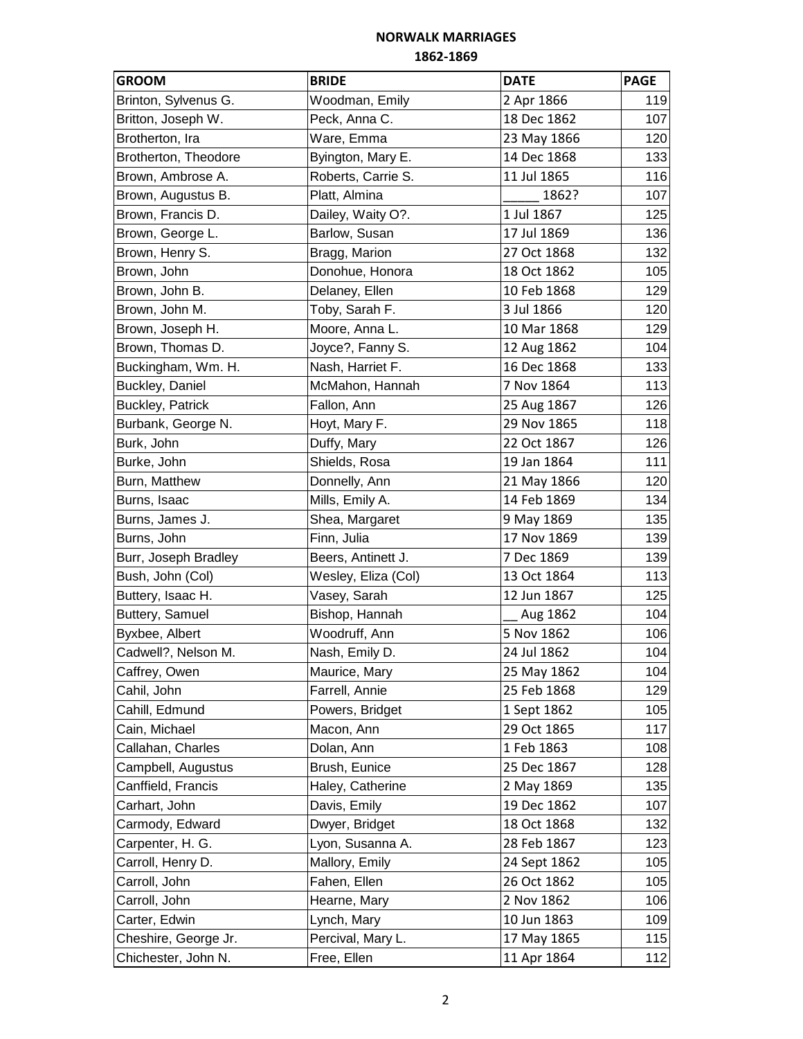**NORWALK MARRIAGES**

**1862-1869**

| GROOM | BRIDE | DATE | PAGE |
|---|---|---|---|
| Brinton, Sylvenus G. | Woodman, Emily | 2 Apr 1866 | 119 |
| Britton, Joseph W. | Peck, Anna C. | 18 Dec 1862 | 107 |
| Brotherton, Ira | Ware, Emma | 23 May 1866 | 120 |
| Brotherton, Theodore | Byington, Mary E. | 14 Dec 1868 | 133 |
| Brown, Ambrose A. | Roberts, Carrie S. | 11 Jul 1865 | 116 |
| Brown, Augustus B. | Platt, Almina | _____ 1862? | 107 |
| Brown, Francis D. | Dailey, Waity O?. | 1 Jul 1867 | 125 |
| Brown, George L. | Barlow, Susan | 17 Jul 1869 | 136 |
| Brown, Henry S. | Bragg, Marion | 27 Oct 1868 | 132 |
| Brown, John | Donohue, Honora | 18 Oct 1862 | 105 |
| Brown, John B. | Delaney, Ellen | 10 Feb 1868 | 129 |
| Brown, John M. | Toby, Sarah F. | 3 Jul 1866 | 120 |
| Brown, Joseph H. | Moore, Anna L. | 10 Mar 1868 | 129 |
| Brown, Thomas D. | Joyce?, Fanny S. | 12 Aug 1862 | 104 |
| Buckingham, Wm. H. | Nash, Harriet F. | 16 Dec 1868 | 133 |
| Buckley, Daniel | McMahon, Hannah | 7 Nov 1864 | 113 |
| Buckley, Patrick | Fallon, Ann | 25 Aug 1867 | 126 |
| Burbank, George N. | Hoyt, Mary F. | 29 Nov 1865 | 118 |
| Burk, John | Duffy, Mary | 22 Oct 1867 | 126 |
| Burke, John | Shields, Rosa | 19 Jan 1864 | 111 |
| Burn, Matthew | Donnelly, Ann | 21 May 1866 | 120 |
| Burns, Isaac | Mills, Emily A. | 14 Feb 1869 | 134 |
| Burns, James J. | Shea, Margaret | 9 May 1869 | 135 |
| Burns, John | Finn, Julia | 17 Nov 1869 | 139 |
| Burr, Joseph Bradley | Beers, Antinett J. | 7 Dec 1869 | 139 |
| Bush, John (Col) | Wesley, Eliza (Col) | 13 Oct 1864 | 113 |
| Buttery, Isaac H. | Vasey, Sarah | 12 Jun 1867 | 125 |
| Buttery, Samuel | Bishop, Hannah | __ Aug 1862 | 104 |
| Byxbee, Albert | Woodruff, Ann | 5 Nov 1862 | 106 |
| Cadwell?, Nelson M. | Nash, Emily D. | 24 Jul 1862 | 104 |
| Caffrey, Owen | Maurice, Mary | 25 May 1862 | 104 |
| Cahil, John | Farrell, Annie | 25 Feb 1868 | 129 |
| Cahill, Edmund | Powers, Bridget | 1 Sept 1862 | 105 |
| Cain, Michael | Macon, Ann | 29 Oct 1865 | 117 |
| Callahan, Charles | Dolan, Ann | 1 Feb 1863 | 108 |
| Campbell, Augustus | Brush, Eunice | 25 Dec 1867 | 128 |
| Canffield, Francis | Haley, Catherine | 2 May 1869 | 135 |
| Carhart, John | Davis, Emily | 19 Dec 1862 | 107 |
| Carmody, Edward | Dwyer, Bridget | 18 Oct 1868 | 132 |
| Carpenter, H. G. | Lyon, Susanna A. | 28 Feb 1867 | 123 |
| Carroll, Henry D. | Mallory, Emily | 24 Sept 1862 | 105 |
| Carroll, John | Fahen, Ellen | 26 Oct 1862 | 105 |
| Carroll, John | Hearne, Mary | 2 Nov 1862 | 106 |
| Carter, Edwin | Lynch, Mary | 10 Jun 1863 | 109 |
| Cheshire, George Jr. | Percival, Mary L. | 17 May 1865 | 115 |
| Chichester, John N. | Free, Ellen | 11 Apr 1864 | 112 |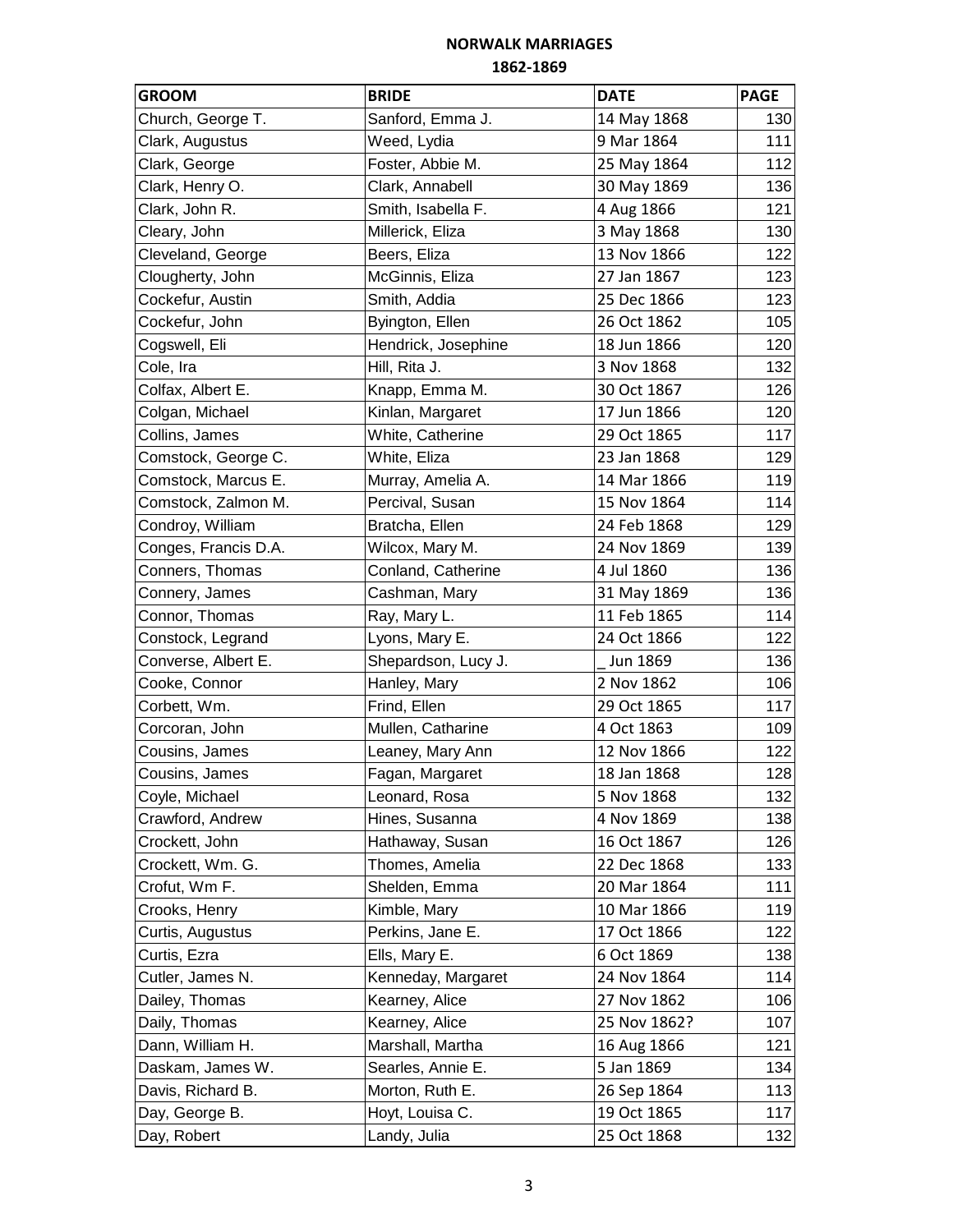# NORWALK MARRIAGES

## 1862-1869

| GROOM | BRIDE | DATE | PAGE |
|---|---|---|---|
| Church, George T. | Sanford, Emma J. | 14 May 1868 | 130 |
| Clark, Augustus | Weed, Lydia | 9 Mar 1864 | 111 |
| Clark, George | Foster, Abbie M. | 25 May 1864 | 112 |
| Clark, Henry O. | Clark, Annabell | 30 May 1869 | 136 |
| Clark, John R. | Smith, Isabella F. | 4 Aug 1866 | 121 |
| Cleary, John | Millerick, Eliza | 3 May 1868 | 130 |
| Cleveland, George | Beers, Eliza | 13 Nov 1866 | 122 |
| Clougherty, John | McGinnis, Eliza | 27 Jan 1867 | 123 |
| Cockefur, Austin | Smith, Addia | 25 Dec 1866 | 123 |
| Cockefur, John | Byington, Ellen | 26 Oct 1862 | 105 |
| Cogswell, Eli | Hendrick, Josephine | 18 Jun 1866 | 120 |
| Cole, Ira | Hill, Rita J. | 3 Nov 1868 | 132 |
| Colfax, Albert E. | Knapp, Emma M. | 30 Oct 1867 | 126 |
| Colgan, Michael | Kinlan, Margaret | 17 Jun 1866 | 120 |
| Collins, James | White, Catherine | 29 Oct 1865 | 117 |
| Comstock, George C. | White, Eliza | 23 Jan 1868 | 129 |
| Comstock, Marcus E. | Murray, Amelia A. | 14 Mar 1866 | 119 |
| Comstock, Zalmon M. | Percival, Susan | 15 Nov 1864 | 114 |
| Condroy, William | Bratcha, Ellen | 24 Feb 1868 | 129 |
| Conges, Francis D.A. | Wilcox, Mary M. | 24 Nov 1869 | 139 |
| Conners, Thomas | Conland, Catherine | 4 Jul 1860 | 136 |
| Connery, James | Cashman, Mary | 31 May 1869 | 136 |
| Connor, Thomas | Ray, Mary L. | 11 Feb 1865 | 114 |
| Constock, Legrand | Lyons, Mary E. | 24 Oct 1866 | 122 |
| Converse, Albert E. | Shepardson, Lucy J. | _ Jun 1869 | 136 |
| Cooke, Connor | Hanley, Mary | 2 Nov 1862 | 106 |
| Corbett, Wm. | Frind, Ellen | 29 Oct 1865 | 117 |
| Corcoran, John | Mullen, Catharine | 4 Oct 1863 | 109 |
| Cousins, James | Leaney, Mary Ann | 12 Nov 1866 | 122 |
| Cousins, James | Fagan, Margaret | 18 Jan 1868 | 128 |
| Coyle, Michael | Leonard, Rosa | 5 Nov 1868 | 132 |
| Crawford, Andrew | Hines, Susanna | 4 Nov 1869 | 138 |
| Crockett, John | Hathaway, Susan | 16 Oct 1867 | 126 |
| Crockett, Wm. G. | Thomes, Amelia | 22 Dec 1868 | 133 |
| Crofut, Wm F. | Shelden, Emma | 20 Mar 1864 | 111 |
| Crooks, Henry | Kimble, Mary | 10 Mar 1866 | 119 |
| Curtis, Augustus | Perkins, Jane E. | 17 Oct 1866 | 122 |
| Curtis, Ezra | Ells, Mary E. | 6 Oct 1869 | 138 |
| Cutler, James N. | Kenneday, Margaret | 24 Nov 1864 | 114 |
| Dailey, Thomas | Kearney, Alice | 27 Nov 1862 | 106 |
| Daily, Thomas | Kearney, Alice | 25 Nov 1862? | 107 |
| Dann, William H. | Marshall, Martha | 16 Aug 1866 | 121 |
| Daskam, James W. | Searles, Annie E. | 5 Jan 1869 | 134 |
| Davis, Richard B. | Morton, Ruth E. | 26 Sep 1864 | 113 |
| Day, George B. | Hoyt, Louisa C. | 19 Oct 1865 | 117 |
| Day, Robert | Landy, Julia | 25 Oct 1868 | 132 |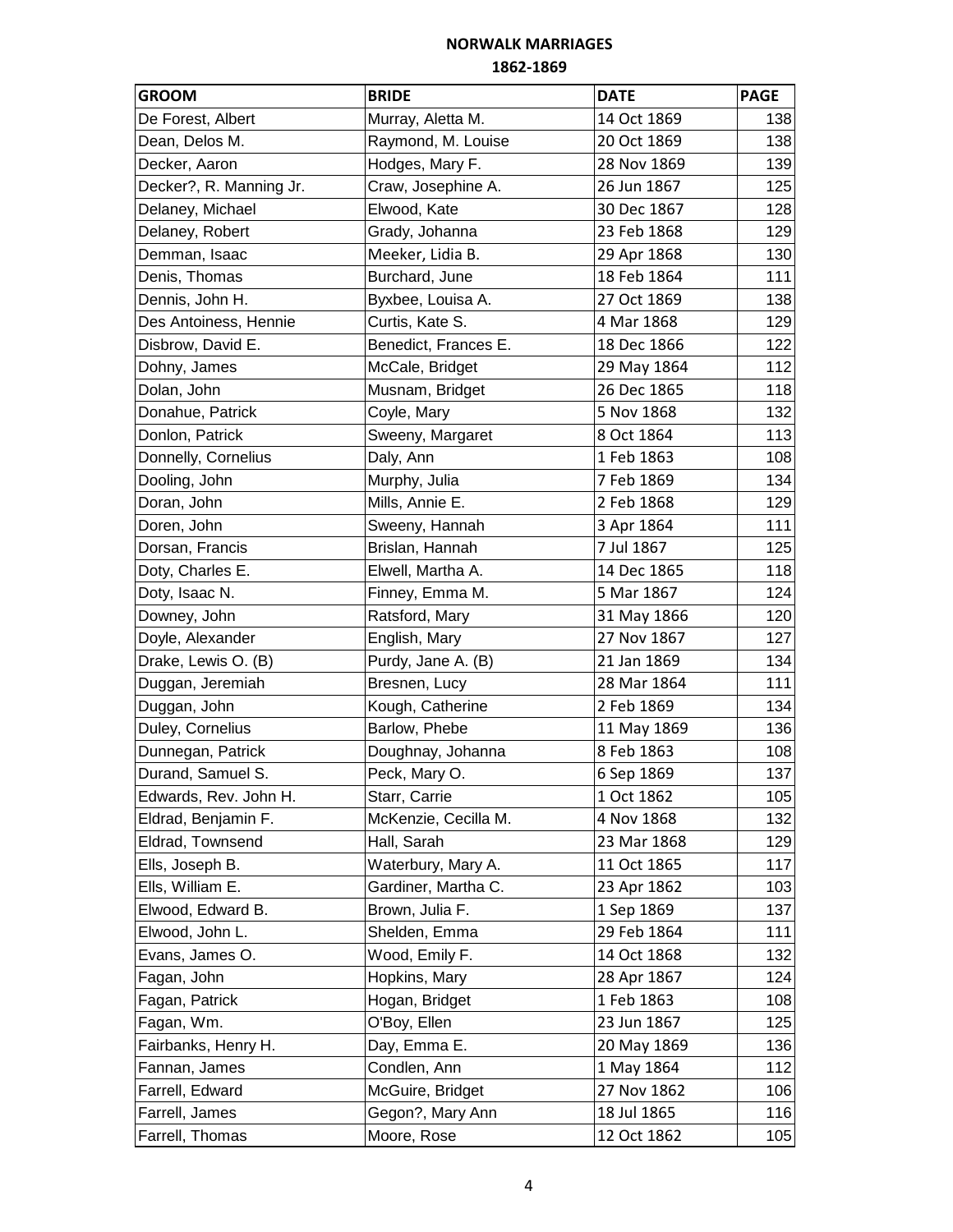# NORWALK MARRIAGES

## 1862-1869

| GROOM | BRIDE | DATE | PAGE |
|---|---|---|---|
| De Forest, Albert | Murray, Aletta M. | 14 Oct 1869 | 138 |
| Dean, Delos M. | Raymond, M. Louise | 20 Oct 1869 | 138 |
| Decker, Aaron | Hodges, Mary F. | 28 Nov 1869 | 139 |
| Decker?, R. Manning Jr. | Craw, Josephine A. | 26 Jun 1867 | 125 |
| Delaney, Michael | Elwood, Kate | 30 Dec 1867 | 128 |
| Delaney, Robert | Grady, Johanna | 23 Feb 1868 | 129 |
| Demman, Isaac | Meeker, Lidia B. | 29 Apr 1868 | 130 |
| Denis, Thomas | Burchard, June | 18 Feb 1864 | 111 |
| Dennis, John H. | Byxbee, Louisa A. | 27 Oct 1869 | 138 |
| Des Antoiness, Hennie | Curtis, Kate S. | 4 Mar 1868 | 129 |
| Disbrow, David E. | Benedict, Frances E. | 18 Dec 1866 | 122 |
| Dohny, James | McCale, Bridget | 29 May 1864 | 112 |
| Dolan, John | Musnam, Bridget | 26 Dec 1865 | 118 |
| Donahue, Patrick | Coyle, Mary | 5 Nov 1868 | 132 |
| Donlon, Patrick | Sweeny, Margaret | 8 Oct 1864 | 113 |
| Donnelly, Cornelius | Daly, Ann | 1 Feb 1863 | 108 |
| Dooling, John | Murphy, Julia | 7 Feb 1869 | 134 |
| Doran, John | Mills, Annie E. | 2 Feb 1868 | 129 |
| Doren, John | Sweeny, Hannah | 3 Apr 1864 | 111 |
| Dorsan, Francis | Brislan, Hannah | 7 Jul 1867 | 125 |
| Doty, Charles E. | Elwell, Martha A. | 14 Dec 1865 | 118 |
| Doty, Isaac N. | Finney, Emma M. | 5 Mar 1867 | 124 |
| Downey, John | Ratsford, Mary | 31 May 1866 | 120 |
| Doyle, Alexander | English, Mary | 27 Nov 1867 | 127 |
| Drake, Lewis O. (B) | Purdy, Jane A. (B) | 21 Jan 1869 | 134 |
| Duggan, Jeremiah | Bresnen, Lucy | 28 Mar 1864 | 111 |
| Duggan, John | Kough, Catherine | 2 Feb 1869 | 134 |
| Duley, Cornelius | Barlow, Phebe | 11 May 1869 | 136 |
| Dunnegan, Patrick | Doughnay, Johanna | 8 Feb 1863 | 108 |
| Durand, Samuel S. | Peck, Mary O. | 6 Sep 1869 | 137 |
| Edwards, Rev. John H. | Starr, Carrie | 1 Oct 1862 | 105 |
| Eldrad, Benjamin F. | McKenzie, Cecilla M. | 4 Nov 1868 | 132 |
| Eldrad, Townsend | Hall, Sarah | 23 Mar 1868 | 129 |
| Ells, Joseph B. | Waterbury, Mary A. | 11 Oct 1865 | 117 |
| Ells, William E. | Gardiner, Martha C. | 23 Apr 1862 | 103 |
| Elwood, Edward B. | Brown, Julia F. | 1 Sep 1869 | 137 |
| Elwood, John L. | Shelden, Emma | 29 Feb 1864 | 111 |
| Evans, James O. | Wood, Emily F. | 14 Oct 1868 | 132 |
| Fagan, John | Hopkins, Mary | 28 Apr 1867 | 124 |
| Fagan, Patrick | Hogan, Bridget | 1 Feb 1863 | 108 |
| Fagan, Wm. | O'Boy, Ellen | 23 Jun 1867 | 125 |
| Fairbanks, Henry H. | Day, Emma E. | 20 May 1869 | 136 |
| Fannan, James | Condlen, Ann | 1 May 1864 | 112 |
| Farrell, Edward | McGuire, Bridget | 27 Nov 1862 | 106 |
| Farrell, James | Gegon?, Mary Ann | 18 Jul 1865 | 116 |
| Farrell, Thomas | Moore, Rose | 12 Oct 1862 | 105 |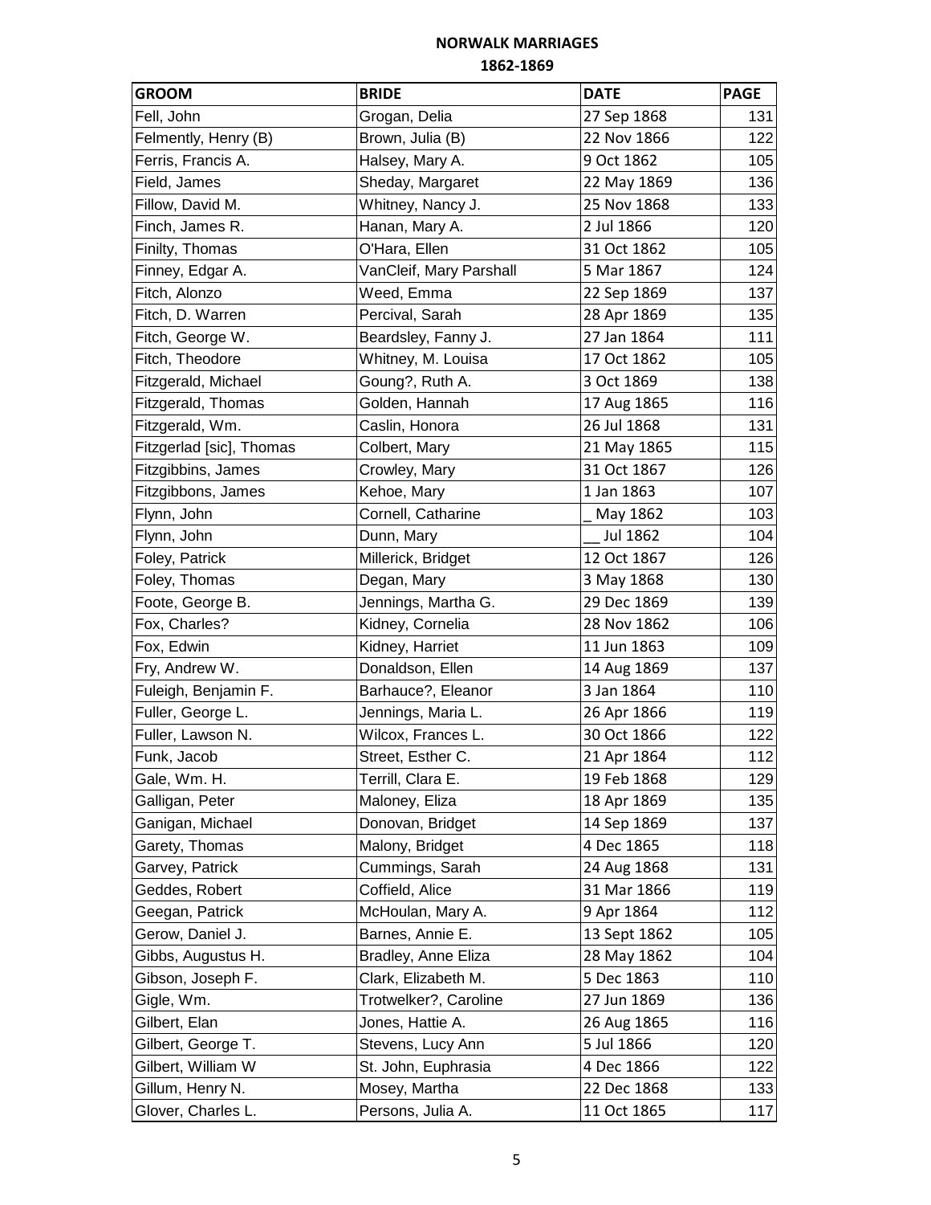# NORWALK MARRIAGES
## 1862-1869

| GROOM | BRIDE | DATE | PAGE |
|---|---|---|---|
| Fell, John | Grogan, Delia | 27 Sep 1868 | 131 |
| Felmently, Henry (B) | Brown, Julia (B) | 22 Nov 1866 | 122 |
| Ferris, Francis A. | Halsey, Mary A. | 9 Oct 1862 | 105 |
| Field, James | Sheday, Margaret | 22 May 1869 | 136 |
| Fillow, David M. | Whitney, Nancy J. | 25 Nov 1868 | 133 |
| Finch, James R. | Hanan, Mary A. | 2 Jul 1866 | 120 |
| Finilty, Thomas | O'Hara, Ellen | 31 Oct 1862 | 105 |
| Finney, Edgar A. | VanCleif, Mary Parshall | 5 Mar 1867 | 124 |
| Fitch, Alonzo | Weed, Emma | 22 Sep 1869 | 137 |
| Fitch, D. Warren | Percival, Sarah | 28 Apr 1869 | 135 |
| Fitch, George W. | Beardsley, Fanny J. | 27 Jan 1864 | 111 |
| Fitch, Theodore | Whitney, M. Louisa | 17 Oct 1862 | 105 |
| Fitzgerald, Michael | Goung?, Ruth A. | 3 Oct 1869 | 138 |
| Fitzgerald, Thomas | Golden, Hannah | 17 Aug 1865 | 116 |
| Fitzgerald, Wm. | Caslin, Honora | 26 Jul 1868 | 131 |
| Fitzgerlad [sic], Thomas | Colbert, Mary | 21 May 1865 | 115 |
| Fitzgibbins, James | Crowley, Mary | 31 Oct 1867 | 126 |
| Fitzgibbons, James | Kehoe, Mary | 1 Jan 1863 | 107 |
| Flynn, John | Cornell, Catharine | _ May 1862 | 103 |
| Flynn, John | Dunn, Mary | __ Jul 1862 | 104 |
| Foley, Patrick | Millerick, Bridget | 12 Oct 1867 | 126 |
| Foley, Thomas | Degan, Mary | 3 May 1868 | 130 |
| Foote, George B. | Jennings, Martha G. | 29 Dec 1869 | 139 |
| Fox, Charles? | Kidney, Cornelia | 28 Nov 1862 | 106 |
| Fox, Edwin | Kidney, Harriet | 11 Jun 1863 | 109 |
| Fry, Andrew W. | Donaldson, Ellen | 14 Aug 1869 | 137 |
| Fuleigh, Benjamin F. | Barhauce?, Eleanor | 3 Jan 1864 | 110 |
| Fuller, George L. | Jennings, Maria L. | 26 Apr 1866 | 119 |
| Fuller, Lawson N. | Wilcox, Frances L. | 30 Oct 1866 | 122 |
| Funk, Jacob | Street, Esther C. | 21 Apr 1864 | 112 |
| Gale, Wm. H. | Terrill, Clara E. | 19 Feb 1868 | 129 |
| Galligan, Peter | Maloney, Eliza | 18 Apr 1869 | 135 |
| Ganigan, Michael | Donovan, Bridget | 14 Sep 1869 | 137 |
| Garety, Thomas | Malony, Bridget | 4 Dec 1865 | 118 |
| Garvey, Patrick | Cummings, Sarah | 24 Aug 1868 | 131 |
| Geddes, Robert | Coffield, Alice | 31 Mar 1866 | 119 |
| Geegan, Patrick | McHoulan, Mary A. | 9 Apr 1864 | 112 |
| Gerow, Daniel J. | Barnes, Annie E. | 13 Sept 1862 | 105 |
| Gibbs, Augustus H. | Bradley, Anne Eliza | 28 May 1862 | 104 |
| Gibson, Joseph F. | Clark, Elizabeth M. | 5 Dec 1863 | 110 |
| Gigle, Wm. | Trotwelker?, Caroline | 27 Jun 1869 | 136 |
| Gilbert, Elan | Jones, Hattie A. | 26 Aug 1865 | 116 |
| Gilbert, George T. | Stevens, Lucy Ann | 5 Jul 1866 | 120 |
| Gilbert, William W | St. John, Euphrasia | 4 Dec 1866 | 122 |
| Gillum, Henry N. | Mosey, Martha | 22 Dec 1868 | 133 |
| Glover, Charles L. | Persons, Julia A. | 11 Oct 1865 | 117 |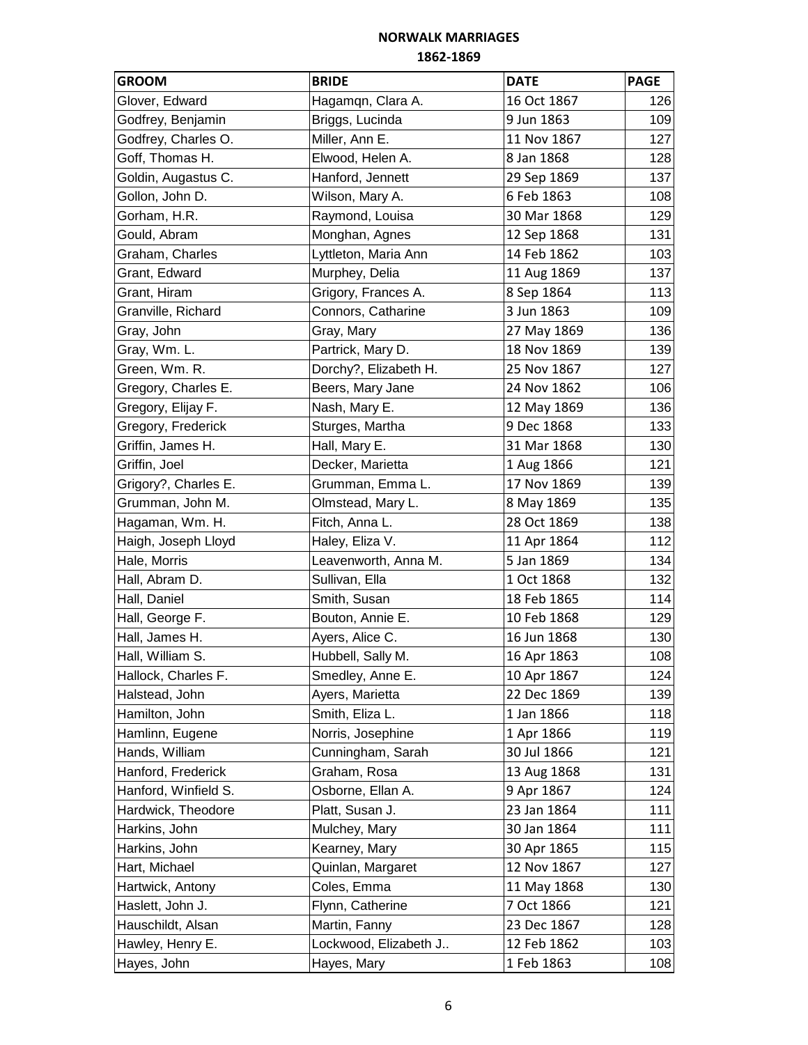# NORWALK MARRIAGES

## 1862-1869

| GROOM | BRIDE | DATE | PAGE |
|---|---|---|---|
| Glover, Edward | Hagamqn, Clara A. | 16 Oct 1867 | 126 |
| Godfrey, Benjamin | Briggs, Lucinda | 9 Jun 1863 | 109 |
| Godfrey, Charles O. | Miller, Ann E. | 11 Nov 1867 | 127 |
| Goff, Thomas H. | Elwood, Helen A. | 8 Jan 1868 | 128 |
| Goldin, Augastus C. | Hanford, Jennett | 29 Sep 1869 | 137 |
| Gollon, John D. | Wilson, Mary A. | 6 Feb 1863 | 108 |
| Gorham, H.R. | Raymond, Louisa | 30 Mar 1868 | 129 |
| Gould, Abram | Monghan, Agnes | 12 Sep 1868 | 131 |
| Graham, Charles | Lyttleton, Maria Ann | 14 Feb 1862 | 103 |
| Grant, Edward | Murphey, Delia | 11 Aug 1869 | 137 |
| Grant, Hiram | Grigory, Frances A. | 8 Sep 1864 | 113 |
| Granville, Richard | Connors, Catharine | 3 Jun 1863 | 109 |
| Gray, John | Gray, Mary | 27 May 1869 | 136 |
| Gray, Wm. L. | Partrick, Mary D. | 18 Nov 1869 | 139 |
| Green, Wm. R. | Dorchy?, Elizabeth H. | 25 Nov 1867 | 127 |
| Gregory, Charles E. | Beers, Mary Jane | 24 Nov 1862 | 106 |
| Gregory, Elijay F. | Nash, Mary E. | 12 May 1869 | 136 |
| Gregory, Frederick | Sturges, Martha | 9 Dec 1868 | 133 |
| Griffin, James H. | Hall, Mary E. | 31 Mar 1868 | 130 |
| Griffin, Joel | Decker, Marietta | 1 Aug 1866 | 121 |
| Grigory?, Charles E. | Grumman, Emma L. | 17 Nov 1869 | 139 |
| Grumman, John M. | Olmstead, Mary L. | 8 May 1869 | 135 |
| Hagaman, Wm. H. | Fitch, Anna L. | 28 Oct 1869 | 138 |
| Haigh, Joseph Lloyd | Haley, Eliza V. | 11 Apr 1864 | 112 |
| Hale, Morris | Leavenworth, Anna M. | 5 Jan 1869 | 134 |
| Hall, Abram D. | Sullivan, Ella | 1 Oct 1868 | 132 |
| Hall, Daniel | Smith, Susan | 18 Feb 1865 | 114 |
| Hall, George F. | Bouton, Annie E. | 10 Feb 1868 | 129 |
| Hall, James H. | Ayers, Alice C. | 16 Jun 1868 | 130 |
| Hall, William S. | Hubbell, Sally M. | 16 Apr 1863 | 108 |
| Hallock, Charles F. | Smedley, Anne E. | 10 Apr 1867 | 124 |
| Halstead, John | Ayers, Marietta | 22 Dec 1869 | 139 |
| Hamilton, John | Smith, Eliza L. | 1 Jan 1866 | 118 |
| Hamlinn, Eugene | Norris, Josephine | 1 Apr 1866 | 119 |
| Hands, William | Cunningham, Sarah | 30 Jul 1866 | 121 |
| Hanford, Frederick | Graham, Rosa | 13 Aug 1868 | 131 |
| Hanford, Winfield S. | Osborne, Ellan A. | 9 Apr 1867 | 124 |
| Hardwick, Theodore | Platt, Susan J. | 23 Jan 1864 | 111 |
| Harkins, John | Mulchey, Mary | 30 Jan 1864 | 111 |
| Harkins, John | Kearney, Mary | 30 Apr 1865 | 115 |
| Hart, Michael | Quinlan, Margaret | 12 Nov 1867 | 127 |
| Hartwick, Antony | Coles, Emma | 11 May 1868 | 130 |
| Haslett, John J. | Flynn, Catherine | 7 Oct 1866 | 121 |
| Hauschildt, Alsan | Martin, Fanny | 23 Dec 1867 | 128 |
| Hawley, Henry E. | Lockwood, Elizabeth J.. | 12 Feb 1862 | 103 |
| Hayes, John | Hayes, Mary | 1 Feb 1863 | 108 |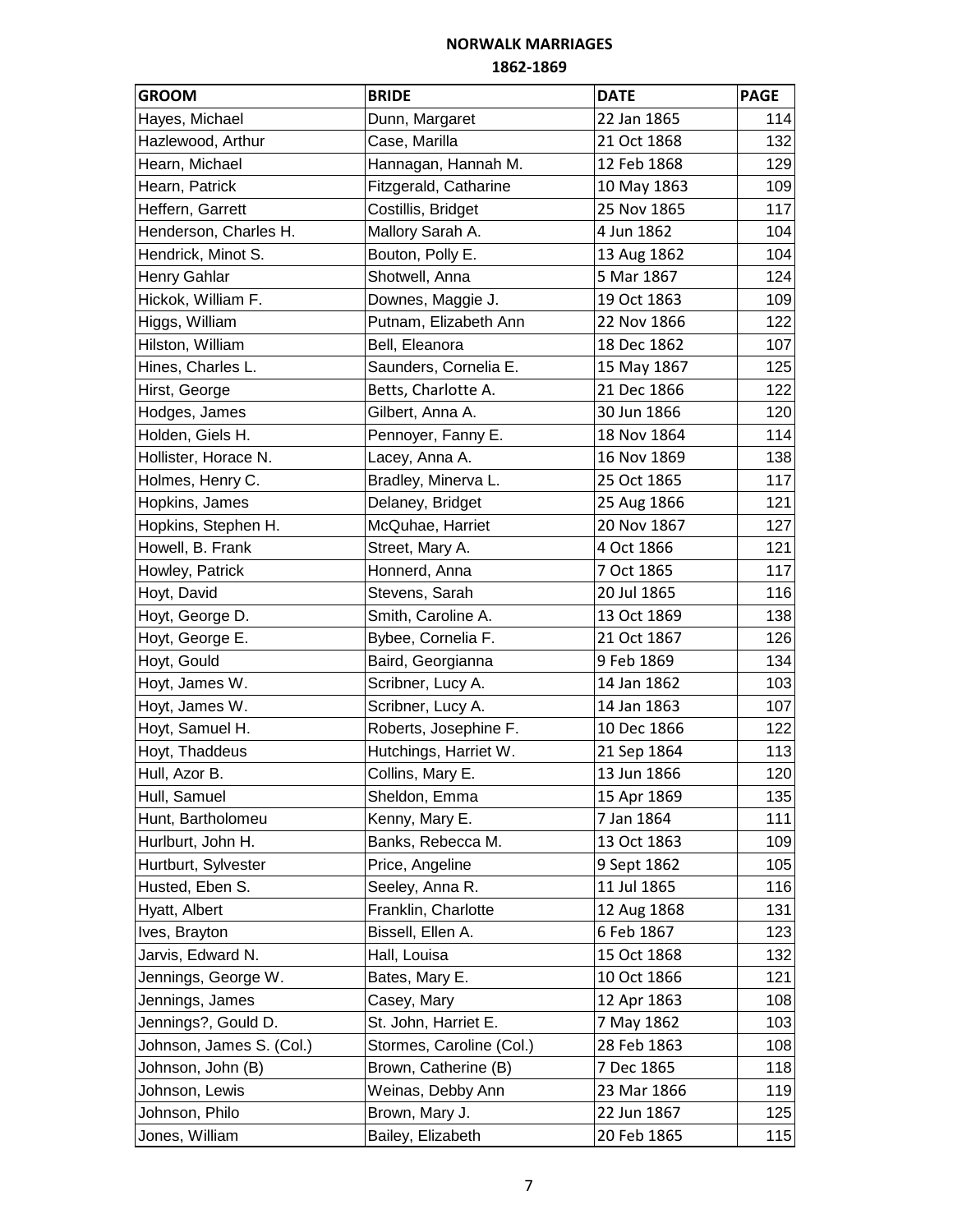# NORWALK MARRIAGES

## 1862-1869

| GROOM | BRIDE | DATE | PAGE |
|---|---|---|---|
| Hayes, Michael | Dunn, Margaret | 22 Jan 1865 | 114 |
| Hazlewood, Arthur | Case, Marilla | 21 Oct 1868 | 132 |
| Hearn, Michael | Hannagan, Hannah M. | 12 Feb 1868 | 129 |
| Hearn, Patrick | Fitzgerald, Catharine | 10 May 1863 | 109 |
| Heffern, Garrett | Costillis, Bridget | 25 Nov 1865 | 117 |
| Henderson, Charles H. | Mallory Sarah A. | 4 Jun 1862 | 104 |
| Hendrick, Minot S. | Bouton, Polly E. | 13 Aug 1862 | 104 |
| Henry Gahlar | Shotwell, Anna | 5 Mar 1867 | 124 |
| Hickok, William F. | Downes, Maggie J. | 19 Oct 1863 | 109 |
| Higgs, William | Putnam, Elizabeth Ann | 22 Nov 1866 | 122 |
| Hilston, William | Bell, Eleanora | 18 Dec 1862 | 107 |
| Hines, Charles L. | Saunders, Cornelia E. | 15 May 1867 | 125 |
| Hirst, George | Betts, Charlotte A. | 21 Dec 1866 | 122 |
| Hodges, James | Gilbert, Anna A. | 30 Jun 1866 | 120 |
| Holden, Giels H. | Pennoyer, Fanny E. | 18 Nov 1864 | 114 |
| Hollister, Horace N. | Lacey, Anna A. | 16 Nov 1869 | 138 |
| Holmes, Henry C. | Bradley, Minerva L. | 25 Oct 1865 | 117 |
| Hopkins, James | Delaney, Bridget | 25 Aug 1866 | 121 |
| Hopkins, Stephen H. | McQuhae, Harriet | 20 Nov 1867 | 127 |
| Howell, B. Frank | Street, Mary A. | 4 Oct 1866 | 121 |
| Howley, Patrick | Honnerd, Anna | 7 Oct 1865 | 117 |
| Hoyt, David | Stevens, Sarah | 20 Jul 1865 | 116 |
| Hoyt, George D. | Smith, Caroline A. | 13 Oct 1869 | 138 |
| Hoyt, George E. | Bybee, Cornelia F. | 21 Oct 1867 | 126 |
| Hoyt, Gould | Baird, Georgianna | 9 Feb 1869 | 134 |
| Hoyt, James W. | Scribner, Lucy A. | 14 Jan 1862 | 103 |
| Hoyt, James W. | Scribner, Lucy A. | 14 Jan 1863 | 107 |
| Hoyt, Samuel H. | Roberts, Josephine F. | 10 Dec 1866 | 122 |
| Hoyt, Thaddeus | Hutchings, Harriet W. | 21 Sep 1864 | 113 |
| Hull, Azor B. | Collins, Mary E. | 13 Jun 1866 | 120 |
| Hull, Samuel | Sheldon, Emma | 15 Apr 1869 | 135 |
| Hunt, Bartholomeu | Kenny, Mary E. | 7 Jan 1864 | 111 |
| Hurlburt, John H. | Banks, Rebecca M. | 13 Oct 1863 | 109 |
| Hurtburt, Sylvester | Price, Angeline | 9 Sept 1862 | 105 |
| Husted, Eben S. | Seeley, Anna R. | 11 Jul 1865 | 116 |
| Hyatt, Albert | Franklin, Charlotte | 12 Aug 1868 | 131 |
| Ives, Brayton | Bissell, Ellen A. | 6 Feb 1867 | 123 |
| Jarvis, Edward N. | Hall, Louisa | 15 Oct 1868 | 132 |
| Jennings, George W. | Bates, Mary E. | 10 Oct 1866 | 121 |
| Jennings, James | Casey, Mary | 12 Apr 1863 | 108 |
| Jennings?, Gould D. | St. John, Harriet E. | 7 May 1862 | 103 |
| Johnson, James S. (Col.) | Stormes, Caroline (Col.) | 28 Feb 1863 | 108 |
| Johnson, John (B) | Brown, Catherine (B) | 7 Dec 1865 | 118 |
| Johnson, Lewis | Weinas, Debby Ann | 23 Mar 1866 | 119 |
| Johnson, Philo | Brown, Mary J. | 22 Jun 1867 | 125 |
| Jones, William | Bailey, Elizabeth | 20 Feb 1865 | 115 |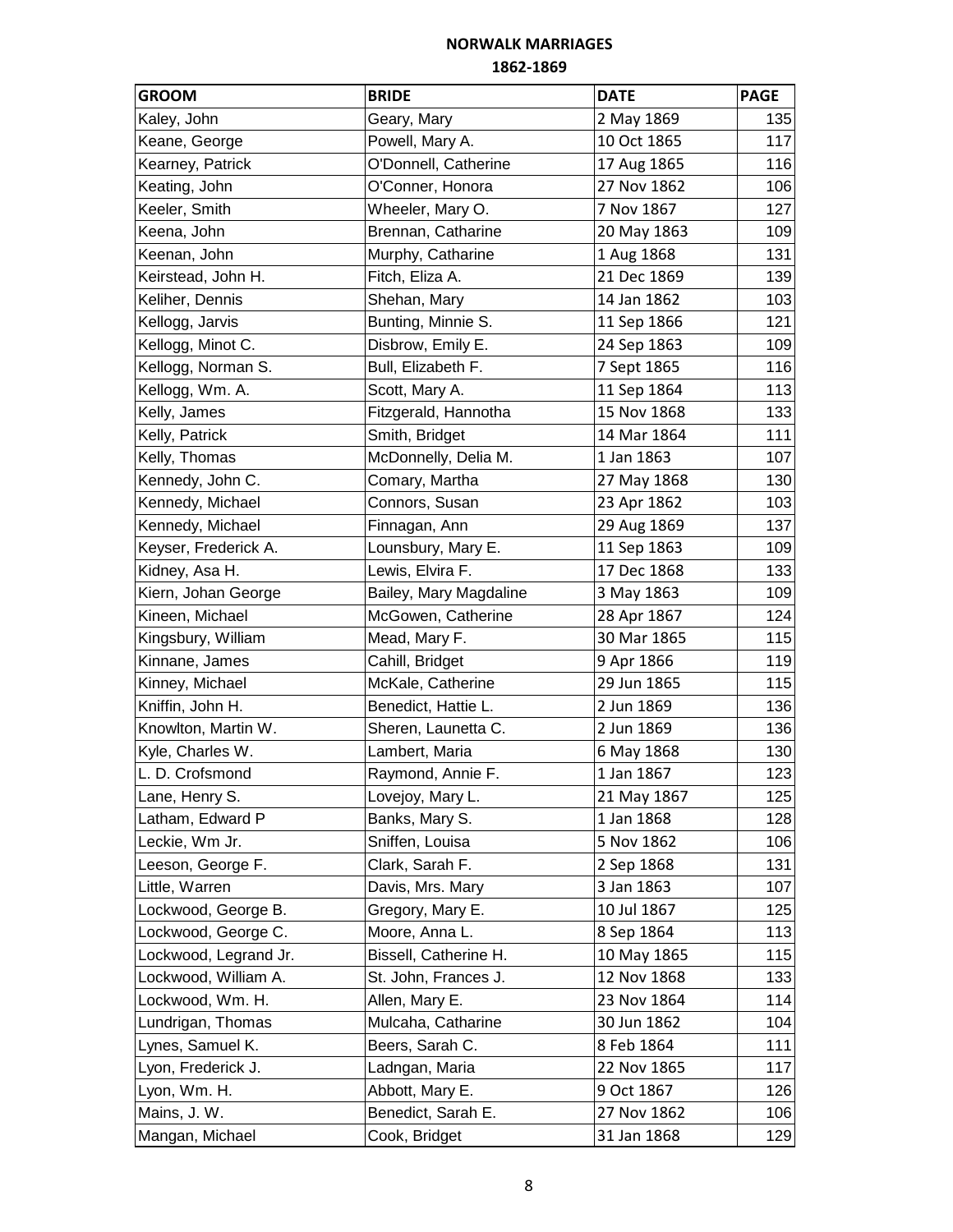# NORWALK MARRIAGES

## 1862-1869

| GROOM | BRIDE | DATE | PAGE |
|---|---|---|---|
| Kaley, John | Geary, Mary | 2 May 1869 | 135 |
| Keane, George | Powell, Mary A. | 10 Oct 1865 | 117 |
| Kearney, Patrick | O'Donnell, Catherine | 17 Aug 1865 | 116 |
| Keating, John | O'Conner, Honora | 27 Nov 1862 | 106 |
| Keeler, Smith | Wheeler, Mary O. | 7 Nov 1867 | 127 |
| Keena, John | Brennan, Catharine | 20 May 1863 | 109 |
| Keenan, John | Murphy, Catharine | 1 Aug 1868 | 131 |
| Keirstead, John H. | Fitch, Eliza A. | 21 Dec 1869 | 139 |
| Keliher, Dennis | Shehan, Mary | 14 Jan 1862 | 103 |
| Kellogg, Jarvis | Bunting, Minnie S. | 11 Sep 1866 | 121 |
| Kellogg, Minot C. | Disbrow, Emily E. | 24 Sep 1863 | 109 |
| Kellogg, Norman S. | Bull, Elizabeth F. | 7 Sept 1865 | 116 |
| Kellogg, Wm. A. | Scott, Mary A. | 11 Sep 1864 | 113 |
| Kelly, James | Fitzgerald, Hannotha | 15 Nov 1868 | 133 |
| Kelly, Patrick | Smith, Bridget | 14 Mar 1864 | 111 |
| Kelly, Thomas | McDonnelly, Delia M. | 1 Jan 1863 | 107 |
| Kennedy, John C. | Comary, Martha | 27 May 1868 | 130 |
| Kennedy, Michael | Connors, Susan | 23 Apr 1862 | 103 |
| Kennedy, Michael | Finnagan, Ann | 29 Aug 1869 | 137 |
| Keyser, Frederick A. | Lounsbury, Mary E. | 11 Sep 1863 | 109 |
| Kidney, Asa H. | Lewis, Elvira F. | 17 Dec 1868 | 133 |
| Kiern, Johan George | Bailey, Mary Magdaline | 3 May 1863 | 109 |
| Kineen, Michael | McGowen, Catherine | 28 Apr 1867 | 124 |
| Kingsbury, William | Mead, Mary F. | 30 Mar 1865 | 115 |
| Kinnane, James | Cahill, Bridget | 9 Apr 1866 | 119 |
| Kinney, Michael | McKale, Catherine | 29 Jun 1865 | 115 |
| Kniffin, John H. | Benedict, Hattie L. | 2 Jun 1869 | 136 |
| Knowlton, Martin W. | Sheren, Launetta C. | 2 Jun 1869 | 136 |
| Kyle, Charles W. | Lambert, Maria | 6 May 1868 | 130 |
| L. D. Crofsmond | Raymond, Annie F. | 1 Jan 1867 | 123 |
| Lane, Henry S. | Lovejoy, Mary L. | 21 May 1867 | 125 |
| Latham, Edward P | Banks, Mary S. | 1 Jan 1868 | 128 |
| Leckie, Wm Jr. | Sniffen, Louisa | 5 Nov 1862 | 106 |
| Leeson, George F. | Clark, Sarah F. | 2 Sep 1868 | 131 |
| Little, Warren | Davis, Mrs. Mary | 3 Jan 1863 | 107 |
| Lockwood, George B. | Gregory, Mary E. | 10 Jul 1867 | 125 |
| Lockwood, George C. | Moore, Anna L. | 8 Sep 1864 | 113 |
| Lockwood, Legrand Jr. | Bissell, Catherine H. | 10 May 1865 | 115 |
| Lockwood, William A. | St. John, Frances J. | 12 Nov 1868 | 133 |
| Lockwood, Wm. H. | Allen, Mary E. | 23 Nov 1864 | 114 |
| Lundrigan, Thomas | Mulcaha, Catharine | 30 Jun 1862 | 104 |
| Lynes, Samuel K. | Beers, Sarah C. | 8 Feb 1864 | 111 |
| Lyon, Frederick J. | Ladngan, Maria | 22 Nov 1865 | 117 |
| Lyon, Wm. H. | Abbott, Mary E. | 9 Oct 1867 | 126 |
| Mains, J. W. | Benedict, Sarah E. | 27 Nov 1862 | 106 |
| Mangan, Michael | Cook, Bridget | 31 Jan 1868 | 129 |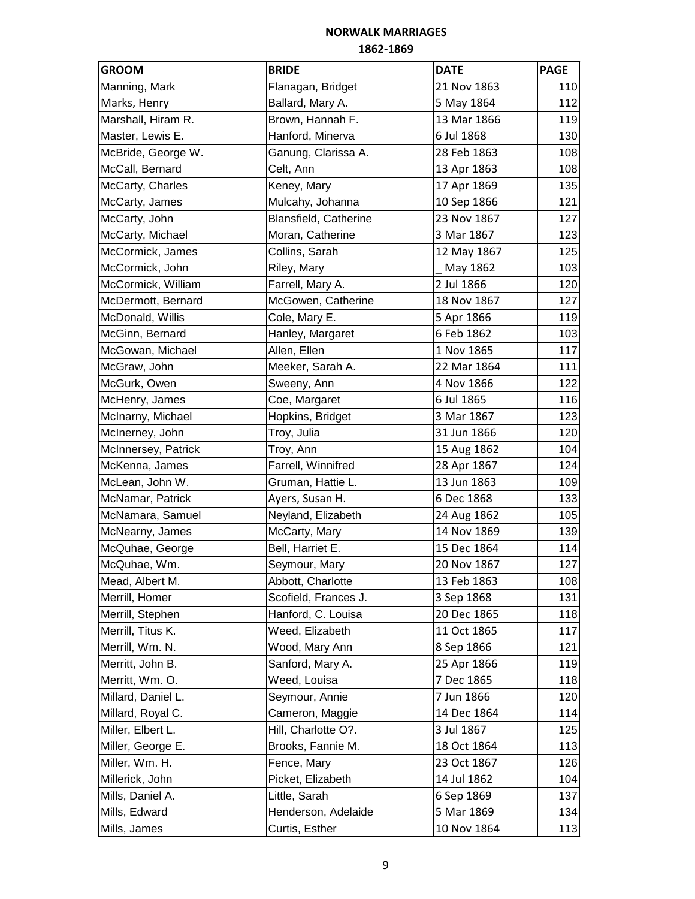# NORWALK MARRIAGES

## 1862-1869

| GROOM | BRIDE | DATE | PAGE |
|---|---|---|---|
| Manning, Mark | Flanagan, Bridget | 21 Nov 1863 | 110 |
| Marks, Henry | Ballard, Mary A. | 5 May 1864 | 112 |
| Marshall, Hiram R. | Brown, Hannah F. | 13 Mar 1866 | 119 |
| Master, Lewis E. | Hanford, Minerva | 6 Jul 1868 | 130 |
| McBride, George W. | Ganung, Clarissa A. | 28 Feb 1863 | 108 |
| McCall, Bernard | Celt, Ann | 13 Apr 1863 | 108 |
| McCarty, Charles | Keney, Mary | 17 Apr 1869 | 135 |
| McCarty, James | Mulcahy, Johanna | 10 Sep 1866 | 121 |
| McCarty, John | Blansfield, Catherine | 23 Nov 1867 | 127 |
| McCarty, Michael | Moran, Catherine | 3 Mar 1867 | 123 |
| McCormick, James | Collins, Sarah | 12 May 1867 | 125 |
| McCormick, John | Riley, Mary | _ May 1862 | 103 |
| McCormick, William | Farrell, Mary A. | 2 Jul 1866 | 120 |
| McDermott, Bernard | McGowen, Catherine | 18 Nov 1867 | 127 |
| McDonald, Willis | Cole, Mary E. | 5 Apr 1866 | 119 |
| McGinn, Bernard | Hanley, Margaret | 6 Feb 1862 | 103 |
| McGowan, Michael | Allen, Ellen | 1 Nov 1865 | 117 |
| McGraw, John | Meeker, Sarah A. | 22 Mar 1864 | 111 |
| McGurk, Owen | Sweeny, Ann | 4 Nov 1866 | 122 |
| McHenry, James | Coe, Margaret | 6 Jul 1865 | 116 |
| McInarny, Michael | Hopkins, Bridget | 3 Mar 1867 | 123 |
| McInerney, John | Troy, Julia | 31 Jun 1866 | 120 |
| McInnersey, Patrick | Troy, Ann | 15 Aug 1862 | 104 |
| McKenna, James | Farrell, Winnifred | 28 Apr 1867 | 124 |
| McLean, John W. | Gruman, Hattie L. | 13 Jun 1863 | 109 |
| McNamar, Patrick | Ayers, Susan H. | 6 Dec 1868 | 133 |
| McNamara, Samuel | Neyland, Elizabeth | 24 Aug 1862 | 105 |
| McNearny, James | McCarty, Mary | 14 Nov 1869 | 139 |
| McQuhae, George | Bell, Harriet E. | 15 Dec 1864 | 114 |
| McQuhae, Wm. | Seymour, Mary | 20 Nov 1867 | 127 |
| Mead, Albert M. | Abbott, Charlotte | 13 Feb 1863 | 108 |
| Merrill, Homer | Scofield, Frances J. | 3 Sep 1868 | 131 |
| Merrill, Stephen | Hanford, C. Louisa | 20 Dec 1865 | 118 |
| Merrill, Titus K. | Weed, Elizabeth | 11 Oct 1865 | 117 |
| Merrill, Wm. N. | Wood, Mary Ann | 8 Sep 1866 | 121 |
| Merritt, John B. | Sanford, Mary A. | 25 Apr 1866 | 119 |
| Merritt, Wm. O. | Weed, Louisa | 7 Dec 1865 | 118 |
| Millard, Daniel L. | Seymour, Annie | 7 Jun 1866 | 120 |
| Millard, Royal C. | Cameron, Maggie | 14 Dec 1864 | 114 |
| Miller, Elbert L. | Hill, Charlotte O?. | 3 Jul 1867 | 125 |
| Miller, George E. | Brooks, Fannie M. | 18 Oct 1864 | 113 |
| Miller, Wm. H. | Fence, Mary | 23 Oct 1867 | 126 |
| Millerick, John | Picket, Elizabeth | 14 Jul 1862 | 104 |
| Mills, Daniel A. | Little, Sarah | 6 Sep 1869 | 137 |
| Mills, Edward | Henderson, Adelaide | 5 Mar 1869 | 134 |
| Mills, James | Curtis, Esther | 10 Nov 1864 | 113 |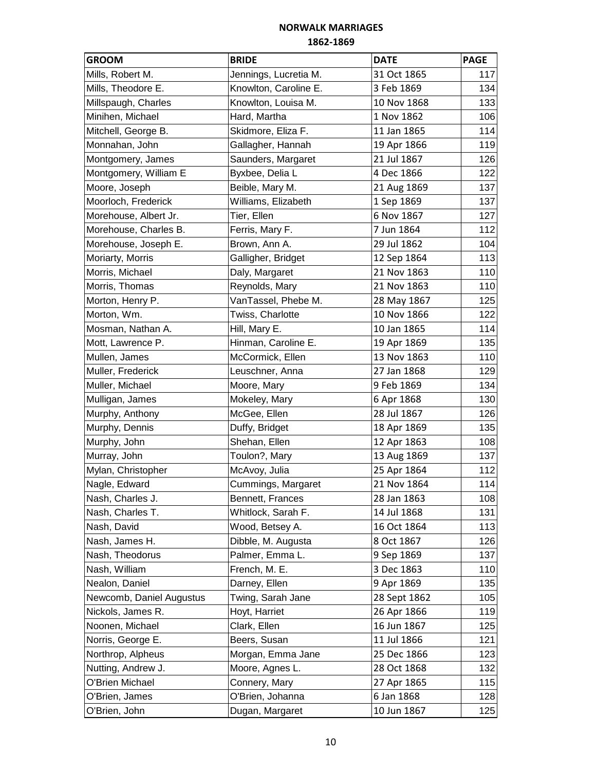# NORWALK MARRIAGES

## 1862-1869

| GROOM | BRIDE | DATE | PAGE |
|---|---|---|---|
| Mills, Robert M. | Jennings, Lucretia M. | 31 Oct 1865 | 117 |
| Mills, Theodore E. | Knowlton, Caroline E. | 3 Feb 1869 | 134 |
| Millspaugh, Charles | Knowlton, Louisa M. | 10 Nov 1868 | 133 |
| Minihen, Michael | Hard, Martha | 1 Nov 1862 | 106 |
| Mitchell, George B. | Skidmore, Eliza F. | 11 Jan 1865 | 114 |
| Monnahan, John | Gallagher, Hannah | 19 Apr 1866 | 119 |
| Montgomery, James | Saunders, Margaret | 21 Jul 1867 | 126 |
| Montgomery, William E | Byxbee, Delia L | 4 Dec 1866 | 122 |
| Moore, Joseph | Beible, Mary M. | 21 Aug 1869 | 137 |
| Moorloch, Frederick | Williams, Elizabeth | 1 Sep 1869 | 137 |
| Morehouse, Albert Jr. | Tier, Ellen | 6 Nov 1867 | 127 |
| Morehouse, Charles B. | Ferris, Mary F. | 7 Jun 1864 | 112 |
| Morehouse, Joseph E. | Brown, Ann A. | 29 Jul 1862 | 104 |
| Moriarty, Morris | Galligher, Bridget | 12 Sep 1864 | 113 |
| Morris, Michael | Daly, Margaret | 21 Nov 1863 | 110 |
| Morris, Thomas | Reynolds, Mary | 21 Nov 1863 | 110 |
| Morton, Henry P. | VanTassel, Phebe M. | 28 May 1867 | 125 |
| Morton, Wm. | Twiss, Charlotte | 10 Nov 1866 | 122 |
| Mosman, Nathan A. | Hill, Mary E. | 10 Jan 1865 | 114 |
| Mott, Lawrence P. | Hinman, Caroline E. | 19 Apr 1869 | 135 |
| Mullen, James | McCormick, Ellen | 13 Nov 1863 | 110 |
| Muller, Frederick | Leuschner, Anna | 27 Jan 1868 | 129 |
| Muller, Michael | Moore, Mary | 9 Feb 1869 | 134 |
| Mulligan, James | Mokeley, Mary | 6 Apr 1868 | 130 |
| Murphy, Anthony | McGee, Ellen | 28 Jul 1867 | 126 |
| Murphy, Dennis | Duffy, Bridget | 18 Apr 1869 | 135 |
| Murphy, John | Shehan, Ellen | 12 Apr 1863 | 108 |
| Murray, John | Toulon?, Mary | 13 Aug 1869 | 137 |
| Mylan, Christopher | McAvoy, Julia | 25 Apr 1864 | 112 |
| Nagle, Edward | Cummings, Margaret | 21 Nov 1864 | 114 |
| Nash, Charles J. | Bennett, Frances | 28 Jan 1863 | 108 |
| Nash, Charles T. | Whitlock, Sarah F. | 14 Jul 1868 | 131 |
| Nash, David | Wood, Betsey A. | 16 Oct 1864 | 113 |
| Nash, James H. | Dibble, M. Augusta | 8 Oct 1867 | 126 |
| Nash, Theodorus | Palmer, Emma L. | 9 Sep 1869 | 137 |
| Nash, William | French, M. E. | 3 Dec 1863 | 110 |
| Nealon, Daniel | Darney, Ellen | 9 Apr 1869 | 135 |
| Newcomb, Daniel Augustus | Twing, Sarah Jane | 28 Sept 1862 | 105 |
| Nickols, James R. | Hoyt, Harriet | 26 Apr 1866 | 119 |
| Noonen, Michael | Clark, Ellen | 16 Jun 1867 | 125 |
| Norris, George E. | Beers, Susan | 11 Jul 1866 | 121 |
| Northrop, Alpheus | Morgan, Emma Jane | 25 Dec 1866 | 123 |
| Nutting, Andrew J. | Moore, Agnes L. | 28 Oct 1868 | 132 |
| O'Brien Michael | Connery, Mary | 27 Apr 1865 | 115 |
| O'Brien, James | O'Brien, Johanna | 6 Jan 1868 | 128 |
| O'Brien, John | Dugan, Margaret | 10 Jun 1867 | 125 |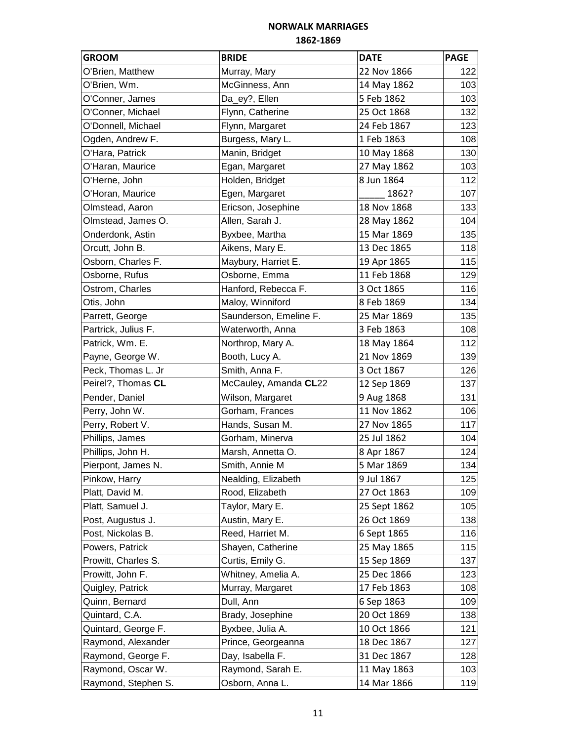# NORWALK MARRIAGES

## 1862-1869

| GROOM | BRIDE | DATE | PAGE |
|---|---|---|---|
| O'Brien, Matthew | Murray, Mary | 22 Nov 1866 | 122 |
| O'Brien, Wm. | McGinness, Ann | 14 May 1862 | 103 |
| O'Conner, James | Da_ey?, Ellen | 5 Feb 1862 | 103 |
| O'Conner, Michael | Flynn, Catherine | 25 Oct 1868 | 132 |
| O'Donnell, Michael | Flynn, Margaret | 24 Feb 1867 | 123 |
| Ogden, Andrew F. | Burgess, Mary L. | 1 Feb 1863 | 108 |
| O'Hara, Patrick | Manin, Bridget | 10 May 1868 | 130 |
| O'Haran, Maurice | Egan, Margaret | 27 May 1862 | 103 |
| O'Herne, John | Holden, Bridget | 8 Jun 1864 | 112 |
| O'Horan, Maurice | Egen, Margaret | _____ 1862? | 107 |
| Olmstead, Aaron | Ericson, Josephine | 18 Nov 1868 | 133 |
| Olmstead, James O. | Allen, Sarah J. | 28 May 1862 | 104 |
| Onderdonk, Astin | Byxbee, Martha | 15 Mar 1869 | 135 |
| Orcutt, John B. | Aikens, Mary E. | 13 Dec 1865 | 118 |
| Osborn, Charles F. | Maybury, Harriet E. | 19 Apr 1865 | 115 |
| Osborne, Rufus | Osborne, Emma | 11 Feb 1868 | 129 |
| Ostrom, Charles | Hanford, Rebecca F. | 3 Oct 1865 | 116 |
| Otis, John | Maloy, Winniford | 8 Feb 1869 | 134 |
| Parrett, George | Saunderson, Emeline F. | 25 Mar 1869 | 135 |
| Partrick, Julius F. | Waterworth, Anna | 3 Feb 1863 | 108 |
| Patrick, Wm. E. | Northrop, Mary A. | 18 May 1864 | 112 |
| Payne, George W. | Booth, Lucy A. | 21 Nov 1869 | 139 |
| Peck, Thomas L. Jr | Smith, Anna F. | 3 Oct 1867 | 126 |
| Peirel?, Thomas **CL** | McCauley, Amanda **CL**22 | 12 Sep 1869 | 137 |
| Pender, Daniel | Wilson, Margaret | 9 Aug 1868 | 131 |
| Perry, John W. | Gorham, Frances | 11 Nov 1862 | 106 |
| Perry, Robert V. | Hands, Susan M. | 27 Nov 1865 | 117 |
| Phillips, James | Gorham, Minerva | 25 Jul 1862 | 104 |
| Phillips, John H. | Marsh, Annetta O. | 8 Apr 1867 | 124 |
| Pierpont, James N. | Smith, Annie M | 5 Mar 1869 | 134 |
| Pinkow, Harry | Nealding, Elizabeth | 9 Jul 1867 | 125 |
| Platt, David M. | Rood, Elizabeth | 27 Oct 1863 | 109 |
| Platt, Samuel J. | Taylor, Mary E. | 25 Sept 1862 | 105 |
| Post, Augustus J. | Austin, Mary E. | 26 Oct 1869 | 138 |
| Post, Nickolas B. | Reed, Harriet M. | 6 Sept 1865 | 116 |
| Powers, Patrick | Shayen, Catherine | 25 May 1865 | 115 |
| Prowitt, Charles S. | Curtis, Emily G. | 15 Sep 1869 | 137 |
| Prowitt, John F. | Whitney, Amelia A. | 25 Dec 1866 | 123 |
| Quigley, Patrick | Murray, Margaret | 17 Feb 1863 | 108 |
| Quinn, Bernard | Dull, Ann | 6 Sep 1863 | 109 |
| Quintard, C.A. | Brady, Josephine | 20 Oct 1869 | 138 |
| Quintard, George F. | Byxbee, Julia A. | 10 Oct 1866 | 121 |
| Raymond, Alexander | Prince, Georgeanna | 18 Dec 1867 | 127 |
| Raymond, George F. | Day, Isabella F. | 31 Dec 1867 | 128 |
| Raymond, Oscar W. | Raymond, Sarah E. | 11 May 1863 | 103 |
| Raymond, Stephen S. | Osborn, Anna L. | 14 Mar 1866 | 119 |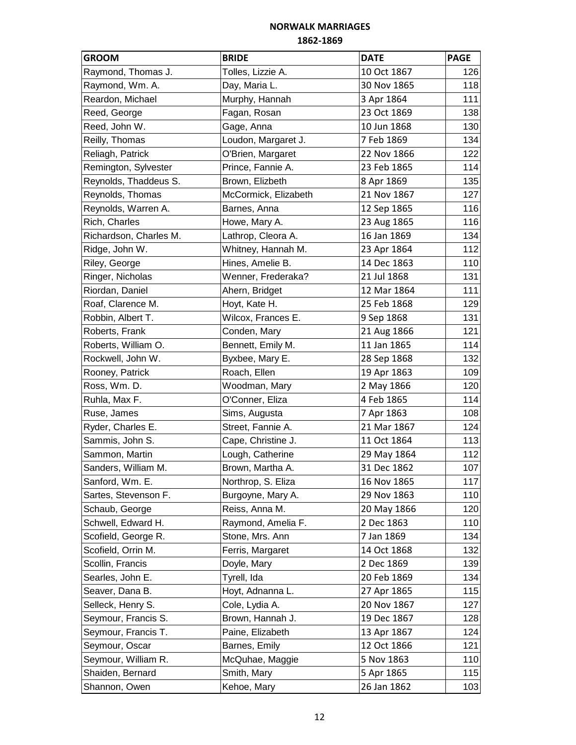## NORWALK MARRIAGES
## 1862-1869

| GROOM | BRIDE | DATE | PAGE |
|---|---|---|---|
| Raymond, Thomas J. | Tolles, Lizzie A. | 10 Oct 1867 | 126 |
| Raymond, Wm. A. | Day, Maria L. | 30 Nov 1865 | 118 |
| Reardon, Michael | Murphy, Hannah | 3 Apr 1864 | 111 |
| Reed, George | Fagan, Rosan | 23 Oct 1869 | 138 |
| Reed, John W. | Gage, Anna | 10 Jun 1868 | 130 |
| Reilly, Thomas | Loudon, Margaret J. | 7 Feb 1869 | 134 |
| Reliagh, Patrick | O'Brien, Margaret | 22 Nov 1866 | 122 |
| Remington, Sylvester | Prince, Fannie A. | 23 Feb 1865 | 114 |
| Reynolds, Thaddeus S. | Brown, Elizbeth | 8 Apr 1869 | 135 |
| Reynolds, Thomas | McCormick, Elizabeth | 21 Nov 1867 | 127 |
| Reynolds, Warren A. | Barnes, Anna | 12 Sep 1865 | 116 |
| Rich, Charles | Howe, Mary A. | 23 Aug 1865 | 116 |
| Richardson, Charles M. | Lathrop, Cleora A. | 16 Jan 1869 | 134 |
| Ridge, John W. | Whitney, Hannah M. | 23 Apr 1864 | 112 |
| Riley, George | Hines, Amelie B. | 14 Dec 1863 | 110 |
| Ringer, Nicholas | Wenner, Frederaka? | 21 Jul 1868 | 131 |
| Riordan, Daniel | Ahern, Bridget | 12 Mar 1864 | 111 |
| Roaf, Clarence M. | Hoyt, Kate H. | 25 Feb 1868 | 129 |
| Robbin, Albert T. | Wilcox, Frances E. | 9 Sep 1868 | 131 |
| Roberts, Frank | Conden, Mary | 21 Aug 1866 | 121 |
| Roberts, William O. | Bennett, Emily M. | 11 Jan 1865 | 114 |
| Rockwell, John W. | Byxbee, Mary E. | 28 Sep 1868 | 132 |
| Rooney, Patrick | Roach, Ellen | 19 Apr 1863 | 109 |
| Ross, Wm. D. | Woodman, Mary | 2 May 1866 | 120 |
| Ruhla, Max F. | O'Conner, Eliza | 4 Feb 1865 | 114 |
| Ruse, James | Sims, Augusta | 7 Apr 1863 | 108 |
| Ryder, Charles E. | Street, Fannie A. | 21 Mar 1867 | 124 |
| Sammis, John S. | Cape, Christine J. | 11 Oct 1864 | 113 |
| Sammon, Martin | Lough, Catherine | 29 May 1864 | 112 |
| Sanders, William M. | Brown, Martha A. | 31 Dec 1862 | 107 |
| Sanford, Wm. E. | Northrop, S. Eliza | 16 Nov 1865 | 117 |
| Sartes, Stevenson F. | Burgoyne, Mary A. | 29 Nov 1863 | 110 |
| Schaub, George | Reiss, Anna M. | 20 May 1866 | 120 |
| Schwell, Edward H. | Raymond, Amelia F. | 2 Dec 1863 | 110 |
| Scofield, George R. | Stone, Mrs. Ann | 7 Jan 1869 | 134 |
| Scofield, Orrin M. | Ferris, Margaret | 14 Oct 1868 | 132 |
| Scollin, Francis | Doyle, Mary | 2 Dec 1869 | 139 |
| Searles, John E. | Tyrell, Ida | 20 Feb 1869 | 134 |
| Seaver, Dana B. | Hoyt, Adnanna L. | 27 Apr 1865 | 115 |
| Selleck, Henry S. | Cole, Lydia A. | 20 Nov 1867 | 127 |
| Seymour, Francis S. | Brown, Hannah J. | 19 Dec 1867 | 128 |
| Seymour, Francis T. | Paine, Elizabeth | 13 Apr 1867 | 124 |
| Seymour, Oscar | Barnes, Emily | 12 Oct 1866 | 121 |
| Seymour, William R. | McQuhae, Maggie | 5 Nov 1863 | 110 |
| Shaiden, Bernard | Smith, Mary | 5 Apr 1865 | 115 |
| Shannon, Owen | Kehoe, Mary | 26 Jan 1862 | 103 |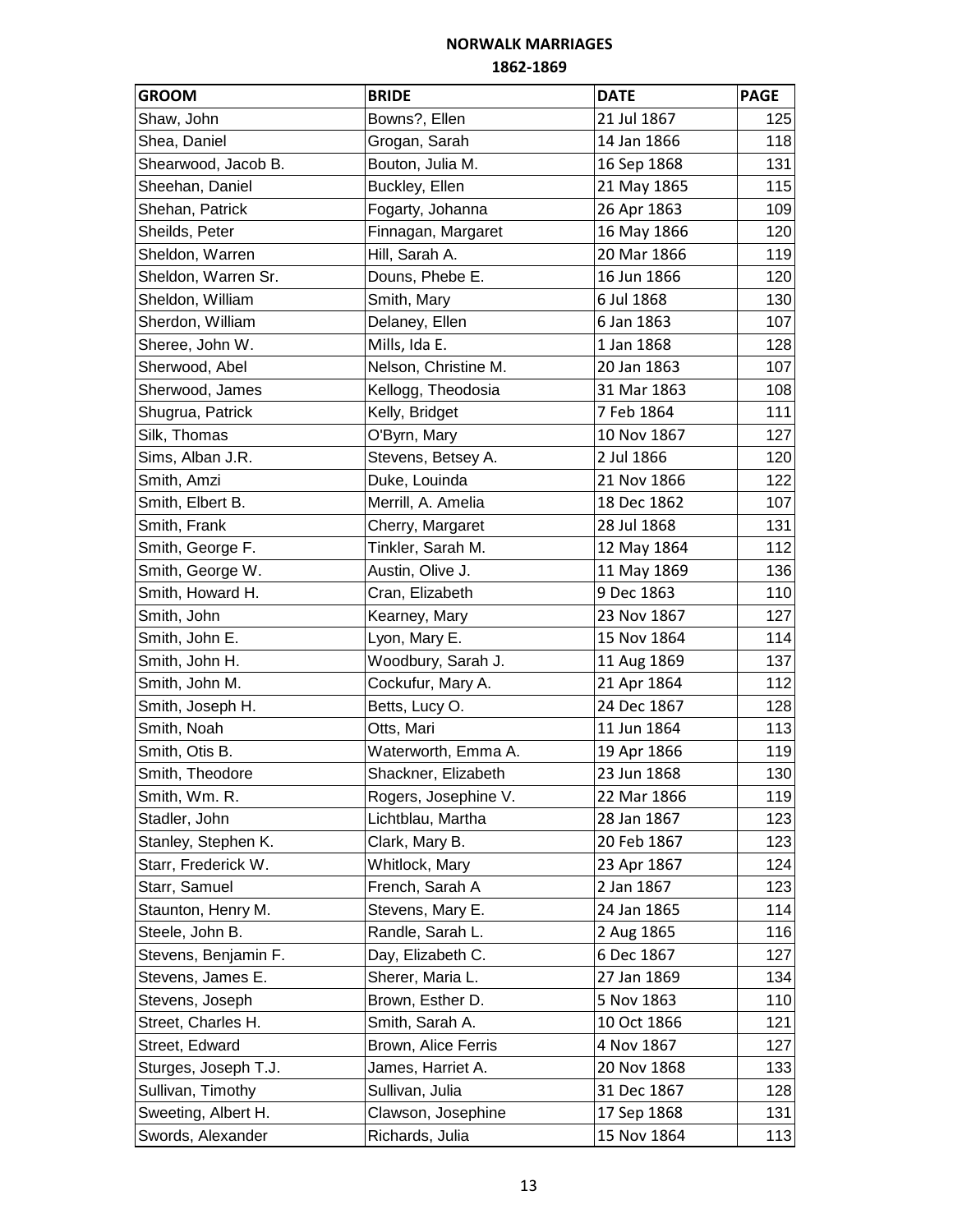# NORWALK MARRIAGES

## 1862-1869

| GROOM | BRIDE | DATE | PAGE |
|---|---|---|---|
| Shaw, John | Bowns?, Ellen | 21 Jul 1867 | 125 |
| Shea, Daniel | Grogan, Sarah | 14 Jan 1866 | 118 |
| Shearwood, Jacob B. | Bouton, Julia M. | 16 Sep 1868 | 131 |
| Sheehan, Daniel | Buckley, Ellen | 21 May 1865 | 115 |
| Shehan, Patrick | Fogarty, Johanna | 26 Apr 1863 | 109 |
| Sheilds, Peter | Finnagan, Margaret | 16 May 1866 | 120 |
| Sheldon, Warren | Hill, Sarah A. | 20 Mar 1866 | 119 |
| Sheldon, Warren Sr. | Douns, Phebe E. | 16 Jun 1866 | 120 |
| Sheldon, William | Smith, Mary | 6 Jul 1868 | 130 |
| Sherdon, William | Delaney, Ellen | 6 Jan 1863 | 107 |
| Sheree, John W. | Mills, Ida E. | 1 Jan 1868 | 128 |
| Sherwood, Abel | Nelson, Christine M. | 20 Jan 1863 | 107 |
| Sherwood, James | Kellogg, Theodosia | 31 Mar 1863 | 108 |
| Shugrua, Patrick | Kelly, Bridget | 7 Feb 1864 | 111 |
| Silk, Thomas | O'Byrn, Mary | 10 Nov 1867 | 127 |
| Sims, Alban J.R. | Stevens, Betsey A. | 2 Jul 1866 | 120 |
| Smith, Amzi | Duke, Louinda | 21 Nov 1866 | 122 |
| Smith, Elbert B. | Merrill, A. Amelia | 18 Dec 1862 | 107 |
| Smith, Frank | Cherry, Margaret | 28 Jul 1868 | 131 |
| Smith, George F. | Tinkler, Sarah M. | 12 May 1864 | 112 |
| Smith, George W. | Austin, Olive J. | 11 May 1869 | 136 |
| Smith, Howard H. | Cran, Elizabeth | 9 Dec 1863 | 110 |
| Smith, John | Kearney, Mary | 23 Nov 1867 | 127 |
| Smith, John E. | Lyon, Mary E. | 15 Nov 1864 | 114 |
| Smith, John H. | Woodbury, Sarah J. | 11 Aug 1869 | 137 |
| Smith, John M. | Cockufur, Mary A. | 21 Apr 1864 | 112 |
| Smith, Joseph H. | Betts, Lucy O. | 24 Dec 1867 | 128 |
| Smith, Noah | Otts, Mari | 11 Jun 1864 | 113 |
| Smith, Otis B. | Waterworth, Emma A. | 19 Apr 1866 | 119 |
| Smith, Theodore | Shackner, Elizabeth | 23 Jun 1868 | 130 |
| Smith, Wm. R. | Rogers, Josephine V. | 22 Mar 1866 | 119 |
| Stadler, John | Lichtblau, Martha | 28 Jan 1867 | 123 |
| Stanley, Stephen K. | Clark, Mary B. | 20 Feb 1867 | 123 |
| Starr, Frederick W. | Whitlock, Mary | 23 Apr 1867 | 124 |
| Starr, Samuel | French, Sarah A | 2 Jan 1867 | 123 |
| Staunton, Henry M. | Stevens, Mary E. | 24 Jan 1865 | 114 |
| Steele, John B. | Randle, Sarah L. | 2 Aug 1865 | 116 |
| Stevens, Benjamin F. | Day, Elizabeth C. | 6 Dec 1867 | 127 |
| Stevens, James E. | Sherer, Maria L. | 27 Jan 1869 | 134 |
| Stevens, Joseph | Brown, Esther D. | 5 Nov 1863 | 110 |
| Street, Charles H. | Smith, Sarah A. | 10 Oct 1866 | 121 |
| Street, Edward | Brown, Alice Ferris | 4 Nov 1867 | 127 |
| Sturges, Joseph T.J. | James, Harriet A. | 20 Nov 1868 | 133 |
| Sullivan, Timothy | Sullivan, Julia | 31 Dec 1867 | 128 |
| Sweeting, Albert H. | Clawson, Josephine | 17 Sep 1868 | 131 |
| Swords, Alexander | Richards, Julia | 15 Nov 1864 | 113 |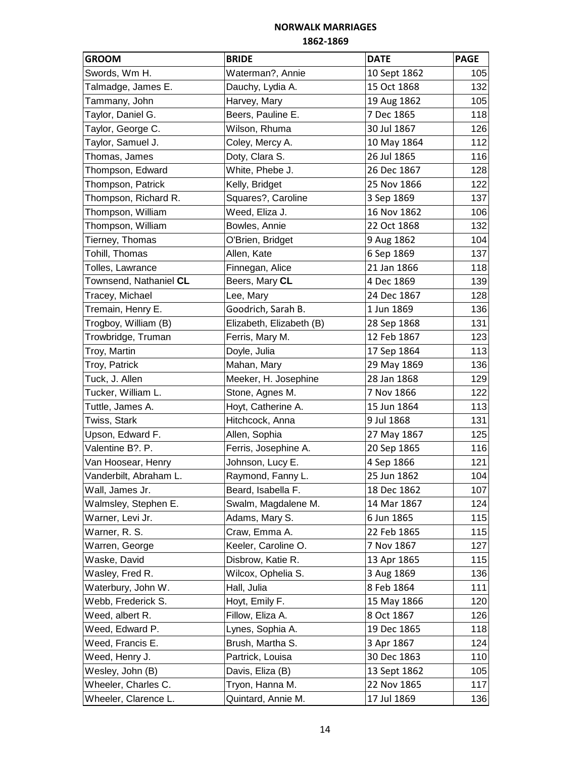# NORWALK MARRIAGES

## 1862-1869

| GROOM | BRIDE | DATE | PAGE |
|---|---|---|---|
| Swords, Wm H. | Waterman?, Annie | 10 Sept 1862 | 105 |
| Talmadge, James E. | Dauchy, Lydia A. | 15 Oct 1868 | 132 |
| Tammany, John | Harvey, Mary | 19 Aug 1862 | 105 |
| Taylor, Daniel G. | Beers, Pauline E. | 7 Dec 1865 | 118 |
| Taylor, George C. | Wilson, Rhuma | 30 Jul 1867 | 126 |
| Taylor, Samuel J. | Coley, Mercy A. | 10 May 1864 | 112 |
| Thomas, James | Doty, Clara S. | 26 Jul 1865 | 116 |
| Thompson, Edward | White, Phebe J. | 26 Dec 1867 | 128 |
| Thompson, Patrick | Kelly, Bridget | 25 Nov 1866 | 122 |
| Thompson, Richard R. | Squares?, Caroline | 3 Sep 1869 | 137 |
| Thompson, William | Weed, Eliza J. | 16 Nov 1862 | 106 |
| Thompson, William | Bowles, Annie | 22 Oct 1868 | 132 |
| Tierney, Thomas | O'Brien, Bridget | 9 Aug 1862 | 104 |
| Tohill, Thomas | Allen, Kate | 6 Sep 1869 | 137 |
| Tolles, Lawrance | Finnegan, Alice | 21 Jan 1866 | 118 |
| Townsend, Nathaniel **CL** | Beers, Mary **CL** | 4 Dec 1869 | 139 |
| Tracey, Michael | Lee, Mary | 24 Dec 1867 | 128 |
| Tremain, Henry E. | Goodrich, Sarah B. | 1 Jun 1869 | 136 |
| Trogboy, William (B) | Elizabeth, Elizabeth (B) | 28 Sep 1868 | 131 |
| Trowbridge, Truman | Ferris, Mary M. | 12 Feb 1867 | 123 |
| Troy, Martin | Doyle, Julia | 17 Sep 1864 | 113 |
| Troy, Patrick | Mahan, Mary | 29 May 1869 | 136 |
| Tuck, J. Allen | Meeker, H. Josephine | 28 Jan 1868 | 129 |
| Tucker, William L. | Stone, Agnes M. | 7 Nov 1866 | 122 |
| Tuttle, James A. | Hoyt, Catherine A. | 15 Jun 1864 | 113 |
| Twiss, Stark | Hitchcock, Anna | 9 Jul 1868 | 131 |
| Upson, Edward F. | Allen, Sophia | 27 May 1867 | 125 |
| Valentine B?. P. | Ferris, Josephine A. | 20 Sep 1865 | 116 |
| Van Hoosear, Henry | Johnson, Lucy E. | 4 Sep 1866 | 121 |
| Vanderbilt, Abraham L. | Raymond, Fanny L. | 25 Jun 1862 | 104 |
| Wall, James Jr. | Beard, Isabella F. | 18 Dec 1862 | 107 |
| Walmsley, Stephen E. | Swalm, Magdalene M. | 14 Mar 1867 | 124 |
| Warner, Levi Jr. | Adams, Mary S. | 6 Jun 1865 | 115 |
| Warner, R. S. | Craw, Emma A. | 22 Feb 1865 | 115 |
| Warren, George | Keeler, Caroline O. | 7 Nov 1867 | 127 |
| Waske, David | Disbrow, Katie R. | 13 Apr 1865 | 115 |
| Wasley, Fred R. | Wilcox, Ophelia S. | 3 Aug 1869 | 136 |
| Waterbury, John W. | Hall, Julia | 8 Feb 1864 | 111 |
| Webb, Frederick S. | Hoyt, Emily F. | 15 May 1866 | 120 |
| Weed, albert R. | Fillow, Eliza A. | 8 Oct 1867 | 126 |
| Weed, Edward P. | Lynes, Sophia A. | 19 Dec 1865 | 118 |
| Weed, Francis E. | Brush, Martha S. | 3 Apr 1867 | 124 |
| Weed, Henry J. | Partrick, Louisa | 30 Dec 1863 | 110 |
| Wesley, John (B) | Davis, Eliza (B) | 13 Sept 1862 | 105 |
| Wheeler, Charles C. | Tryon, Hanna M. | 22 Nov 1865 | 117 |
| Wheeler, Clarence L. | Quintard, Annie M. | 17 Jul 1869 | 136 |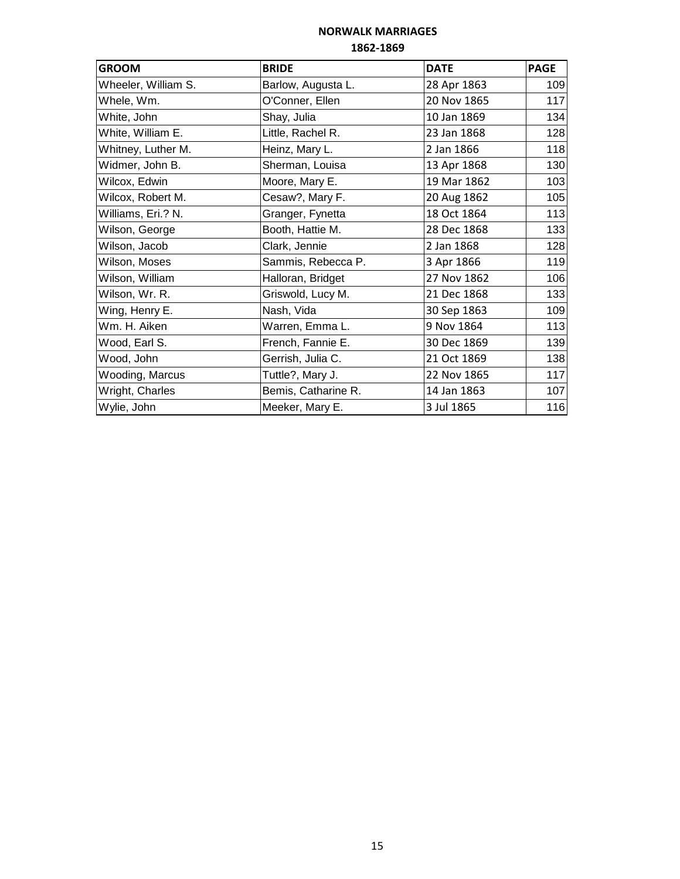**NORWALK MARRIAGES**

**1862-1869**

| GROOM | BRIDE | DATE | PAGE |
|---|---|---|---|
| Wheeler, William S. | Barlow, Augusta L. | 28 Apr 1863 | 109 |
| Whele, Wm. | O'Conner, Ellen | 20 Nov 1865 | 117 |
| White, John | Shay, Julia | 10 Jan 1869 | 134 |
| White, William E. | Little, Rachel R. | 23 Jan 1868 | 128 |
| Whitney, Luther M. | Heinz, Mary L. | 2 Jan 1866 | 118 |
| Widmer, John B. | Sherman, Louisa | 13 Apr 1868 | 130 |
| Wilcox, Edwin | Moore, Mary E. | 19 Mar 1862 | 103 |
| Wilcox, Robert M. | Cesaw?, Mary F. | 20 Aug 1862 | 105 |
| Williams, Eri.? N. | Granger, Fynetta | 18 Oct 1864 | 113 |
| Wilson, George | Booth, Hattie M. | 28 Dec 1868 | 133 |
| Wilson, Jacob | Clark, Jennie | 2 Jan 1868 | 128 |
| Wilson, Moses | Sammis, Rebecca P. | 3 Apr 1866 | 119 |
| Wilson, William | Halloran, Bridget | 27 Nov 1862 | 106 |
| Wilson, Wr. R. | Griswold, Lucy M. | 21 Dec 1868 | 133 |
| Wing, Henry E. | Nash, Vida | 30 Sep 1863 | 109 |
| Wm. H. Aiken | Warren, Emma L. | 9 Nov 1864 | 113 |
| Wood, Earl S. | French, Fannie E. | 30 Dec 1869 | 139 |
| Wood, John | Gerrish, Julia C. | 21 Oct 1869 | 138 |
| Wooding, Marcus | Tuttle?, Mary J. | 22 Nov 1865 | 117 |
| Wright, Charles | Bemis, Catharine R. | 14 Jan 1863 | 107 |
| Wylie, John | Meeker, Mary E. | 3 Jul 1865 | 116 |